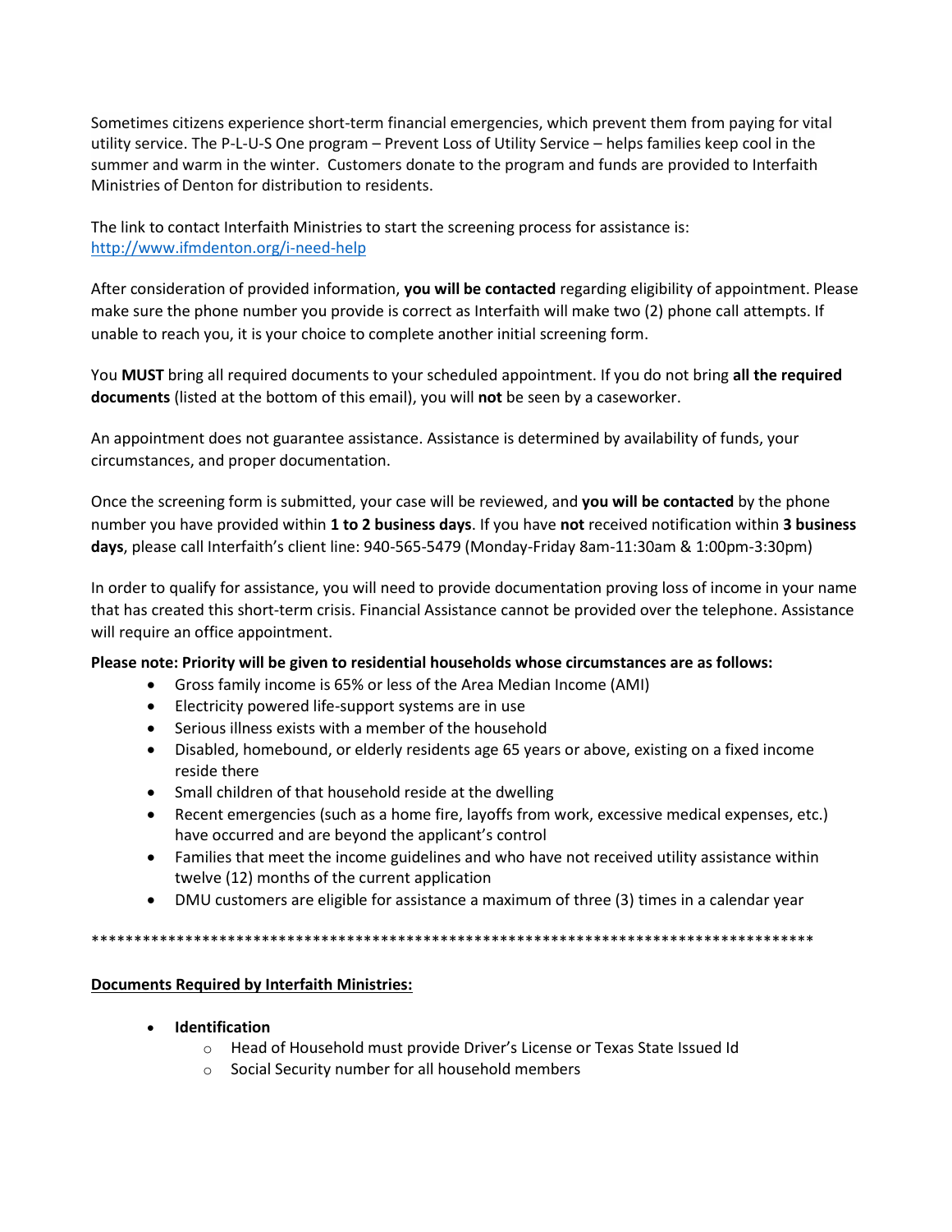Sometimes citizens experience short-term financial emergencies, which prevent them from paying for vital utility service. The P-L-U-S One program – Prevent Loss of Utility Service – helps families keep cool in the summer and warm in the winter. Customers donate to the program and funds are provided to Interfaith Ministries of Denton for distribution to residents.

The link to contact Interfaith Ministries to start the screening process for assistance is: [http://www.ifmdenton.org/i-need-help](http://www.ifmdenton.org/i-need-help)

After consideration of provided information, **you will be contacted** regarding eligibility of appointment. Please make sure the phone number you provide is correct as Interfaith will make two (2) phone call attempts. If unable to reach you, it is your choice to complete another initial screening form.

You **MUST** bring all required documents to your scheduled appointment. If you do not bring **all the required documents** (listed at the bottom of this email), you will **not** be seen by a caseworker.

An appointment does not guarantee assistance. Assistance is determined by availability of funds, your circumstances, and proper documentation.

Once the screening form is submitted, your case will be reviewed, and **you will be contacted** by the phone number you have provided within **1 to 2 business days**. If you have **not** received notification within **3 business days**, please call Interfaith's client line: 940-565-5479 (Monday-Friday 8am-11:30am & 1:00pm-3:30pm)

In order to qualify for assistance, you will need to provide documentation proving loss of income in your name that has created this short-term crisis. Financial Assistance cannot be provided over the telephone. Assistance will require an office appointment.

**Please note: Priority will be given to residential households whose circumstances are as follows:**

- Gross family income is 65% or less of the Area Median Income (AMI)
- Electricity powered life-support systems are in use
- Serious illness exists with a member of the household
- Disabled, homebound, or elderly residents age 65 years or above, existing on a fixed income reside there
- Small children of that household reside at the dwelling
- Recent emergencies (such as a home fire, layoffs from work, excessive medical expenses, etc.) have occurred and are beyond the applicant's control
- Families that meet the income guidelines and who have not received utility assistance within twelve (12) months of the current application
- DMU customers are eligible for assistance a maximum of three (3) times in a calendar year

****************************************************************************************

**Documents Required by Interfaith Ministries:**

- **Identification**
  - Head of Household must provide Driver's License or Texas State Issued Id
  - Social Security number for all household members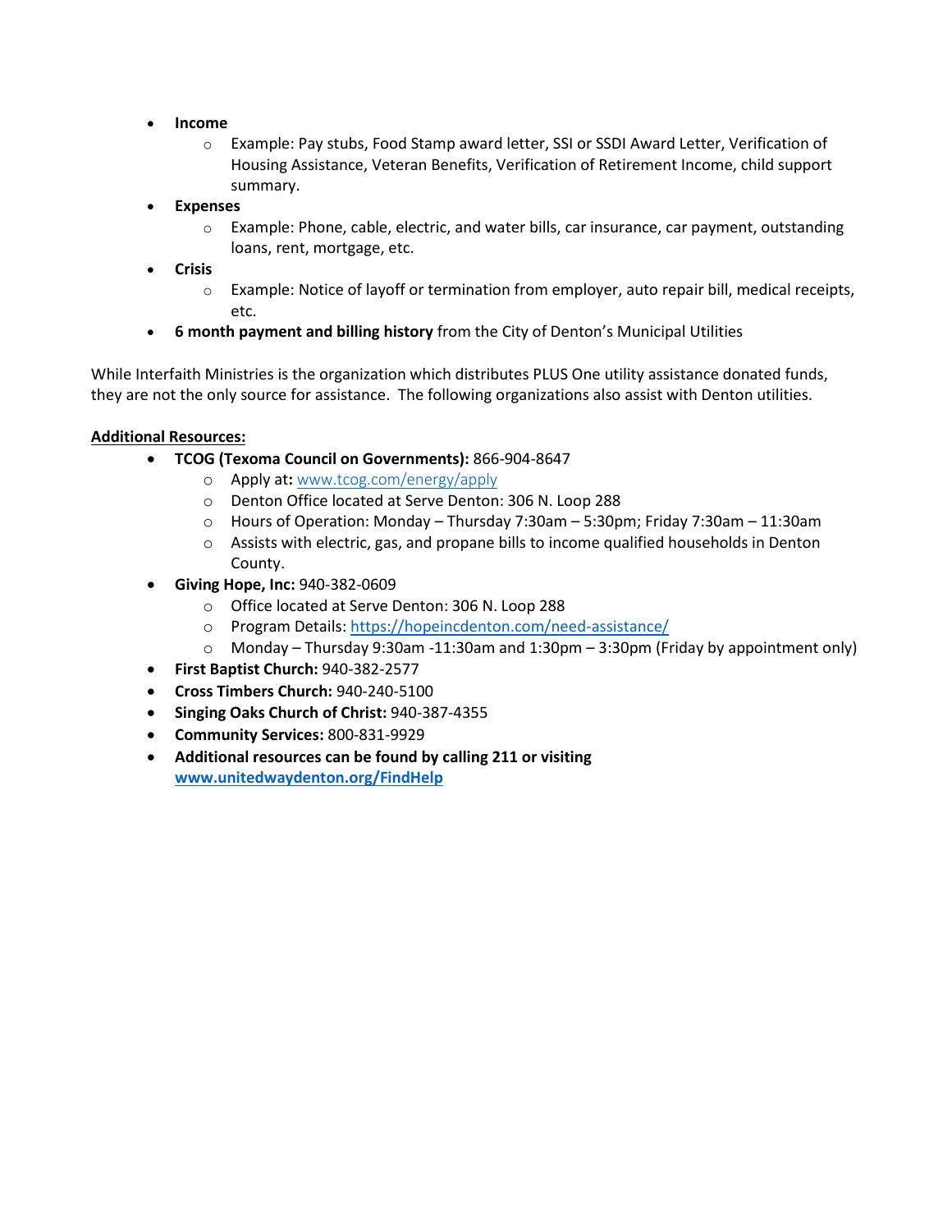- **Income**
  - Example: Pay stubs, Food Stamp award letter, SSI or SSDI Award Letter, Verification of Housing Assistance, Veteran Benefits, Verification of Retirement Income, child support summary.
- **Expenses**
  - Example: Phone, cable, electric, and water bills, car insurance, car payment, outstanding loans, rent, mortgage, etc.
- **Crisis**
  - Example: Notice of layoff or termination from employer, auto repair bill, medical receipts, etc.
- **6 month payment and billing history** from the City of Denton's Municipal Utilities

While Interfaith Ministries is the organization which distributes PLUS One utility assistance donated funds, they are not the only source for assistance. The following organizations also assist with Denton utilities.

**Additional Resources:**

- **TCOG (Texoma Council on Governments):** 866-904-8647
  - Apply at**:** www.tcog.com/energy/apply
  - Denton Office located at Serve Denton: 306 N. Loop 288
  - Hours of Operation: Monday – Thursday 7:30am – 5:30pm; Friday 7:30am – 11:30am
  - Assists with electric, gas, and propane bills to income qualified households in Denton County.
- **Giving Hope, Inc:** 940-382-0609
  - Office located at Serve Denton: 306 N. Loop 288
  - Program Details: https://hopeincdenton.com/need-assistance/
  - Monday – Thursday 9:30am -11:30am and 1:30pm – 3:30pm (Friday by appointment only)
- **First Baptist Church:** 940-382-2577
- **Cross Timbers Church:** 940-240-5100
- **Singing Oaks Church of Christ:** 940-387-4355
- **Community Services:** 800-831-9929
- **Additional resources can be found by calling 211 or visiting www.unitedwaydenton.org/FindHelp**